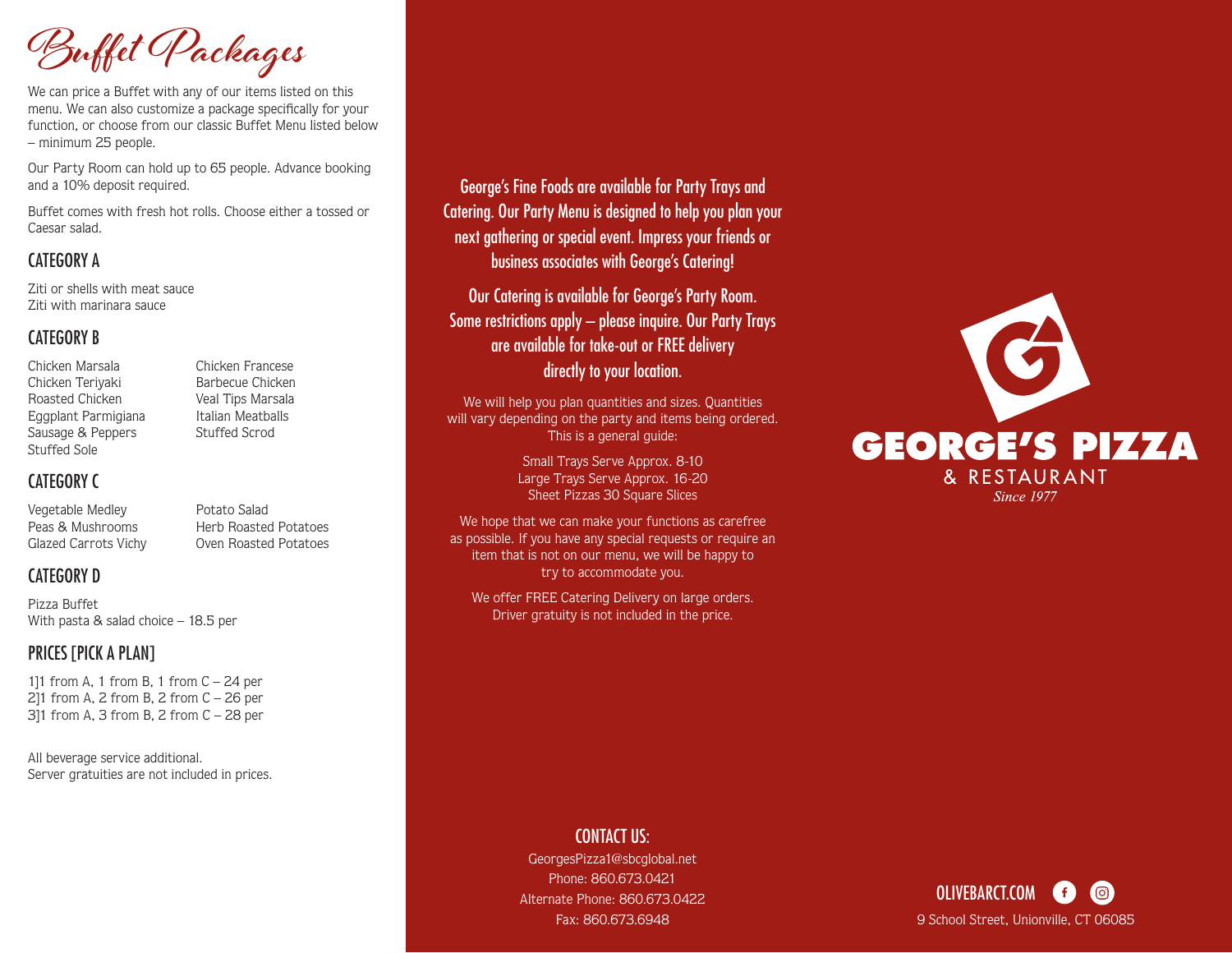# Buffet Packages

We can price a Buffet with any of our items listed on this menu. We can also customize a package specifically for your function, or choose from our classic Buffet Menu listed below – minimum 25 people.

Our Party Room can hold up to 65 people. Advance booking and a 10% deposit required.

Buffet comes with fresh hot rolls. Choose either a tossed or Caesar salad.

## CATEGORY A

Ziti or shells with meat sauce
Ziti with marinara sauce

## CATEGORY B

Chicken Marsala
Chicken Teriyaki
Roasted Chicken
Eggplant Parmigiana
Sausage & Peppers
Stuffed Sole
Chicken Francese
Barbecue Chicken
Veal Tips Marsala
Italian Meatballs
Stuffed Scrod

## CATEGORY C

Vegetable Medley
Peas & Mushrooms
Glazed Carrots Vichy
Potato Salad
Herb Roasted Potatoes
Oven Roasted Potatoes

## CATEGORY D

Pizza Buffet
With pasta & salad choice – 18.5 per

## PRICES [PICK A PLAN]

1]1 from A, 1 from B, 1 from C – 24 per
2]1 from A, 2 from B, 2 from C – 26 per
3]1 from A, 3 from B, 2 from C – 28 per

All beverage service additional.
Server gratuities are not included in prices.

George's Fine Foods are available for Party Trays and Catering. Our Party Menu is designed to help you plan your next gathering or special event. Impress your friends or business associates with George's Catering!

Our Catering is available for George's Party Room. Some restrictions apply – please inquire. Our Party Trays are available for take-out or FREE delivery directly to your location.

We will help you plan quantities and sizes. Quantities will vary depending on the party and items being ordered. This is a general guide:

Small Trays Serve Approx. 8-10
Large Trays Serve Approx. 16-20
Sheet Pizzas 30 Square Slices

We hope that we can make your functions as carefree as possible. If you have any special requests or require an item that is not on our menu, we will be happy to try to accommodate you.

We offer FREE Catering Delivery on large orders. Driver gratuity is not included in the price.

## CONTACT US:

GeorgesPizza1@sbcglobal.net
Phone: 860.673.0421
Alternate Phone: 860.673.0422
Fax: 860.673.6948

# GEORGE'S PIZZA

& RESTAURANT

*Since 1977*

OLIVEBARCT.COM

9 School Street, Unionville, CT 06085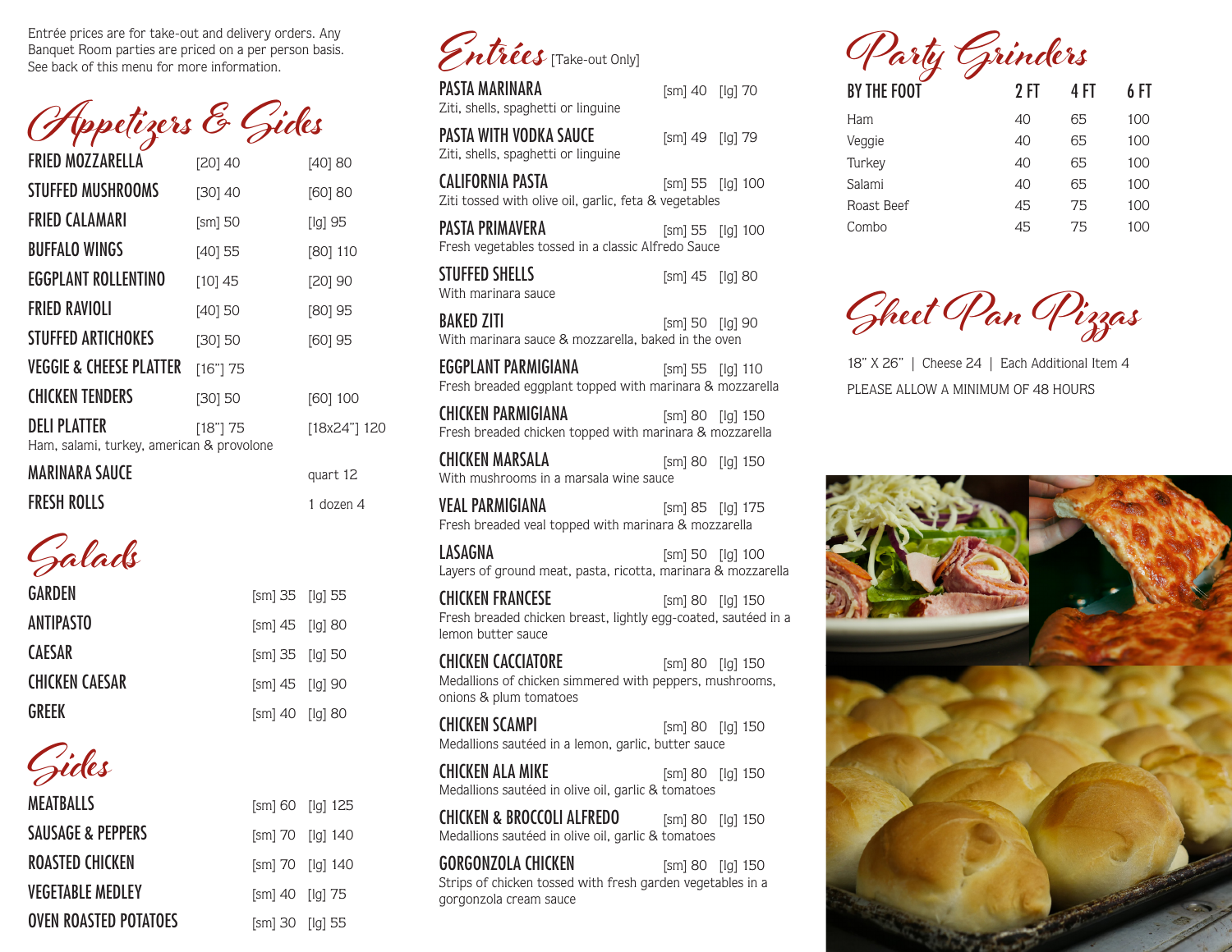Entrée prices are for take-out and delivery orders. Any Banquet Room parties are priced on a per person basis. See back of this menu for more information.

## Appetizers & Sides

| | | |
|---|---|---|
| FRIED MOZZARELLA | [20] 40 | [40] 80 |
| STUFFED MUSHROOMS | [30] 40 | [60] 80 |
| FRIED CALAMARI | [sm] 50 | [lg] 95 |
| BUFFALO WINGS | [40] 55 | [80] 110 |
| EGGPLANT ROLLENTINO | [10] 45 | [20] 90 |
| FRIED RAVIOLI | [40] 50 | [80] 95 |
| STUFFED ARTICHOKES | [30] 50 | [60] 95 |
| VEGGIE & CHEESE PLATTER | [16"] 75 | |
| CHICKEN TENDERS | [30] 50 | [60] 100 |
| DELI PLATTER<br>Ham, salami, turkey, american & provolone | [18"] 75 | [18x24"] 120 |
| MARINARA SAUCE | | quart 12 |
| FRESH ROLLS | | 1 dozen 4 |

## Salads

| | | |
|---|---|---|
| GARDEN | [sm] 35 | [lg] 55 |
| ANTIPASTO | [sm] 45 | [lg] 80 |
| CAESAR | [sm] 35 | [lg] 50 |
| CHICKEN CAESAR | [sm] 45 | [lg] 90 |
| GREEK | [sm] 40 | [lg] 80 |

## Sides

| | | |
|---|---|---|
| MEATBALLS | [sm] 60 | [lg] 125 |
| SAUSAGE & PEPPERS | [sm] 70 | [lg] 140 |
| ROASTED CHICKEN | [sm] 70 | [lg] 140 |
| VEGETABLE MEDLEY | [sm] 40 | [lg] 75 |
| OVEN ROASTED POTATOES | [sm] 30 | [lg] 55 |

## Entrées [Take-out Only]

**PASTA MARINARA** [sm] 40 [lg] 70
Ziti, shells, spaghetti or linguine

**PASTA WITH VODKA SAUCE** [sm] 49 [lg] 79
Ziti, shells, spaghetti or linguine

**CALIFORNIA PASTA** [sm] 55 [lg] 100
Ziti tossed with olive oil, garlic, feta & vegetables

**PASTA PRIMAVERA** [sm] 55 [lg] 100
Fresh vegetables tossed in a classic Alfredo Sauce

**STUFFED SHELLS** [sm] 45 [lg] 80
With marinara sauce

**BAKED ZITI** [sm] 50 [lg] 90
With marinara sauce & mozzarella, baked in the oven

**EGGPLANT PARMIGIANA** [sm] 55 [lg] 110
Fresh breaded eggplant topped with marinara & mozzarella

**CHICKEN PARMIGIANA** [sm] 80 [lg] 150
Fresh breaded chicken topped with marinara & mozzarella

**CHICKEN MARSALA** [sm] 80 [lg] 150
With mushrooms in a marsala wine sauce

**VEAL PARMIGIANA** [sm] 85 [lg] 175
Fresh breaded veal topped with marinara & mozzarella

**LASAGNA** [sm] 50 [lg] 100
Layers of ground meat, pasta, ricotta, marinara & mozzarella

**CHICKEN FRANCESE** [sm] 80 [lg] 150
Fresh breaded chicken breast, lightly egg-coated, sautéed in a lemon butter sauce

**CHICKEN CACCIATORE** [sm] 80 [lg] 150
Medallions of chicken simmered with peppers, mushrooms, onions & plum tomatoes

**CHICKEN SCAMPI** [sm] 80 [lg] 150
Medallions sautéed in a lemon, garlic, butter sauce

**CHICKEN ALA MIKE** [sm] 80 [lg] 150
Medallions sautéed in olive oil, garlic & tomatoes

**CHICKEN & BROCCOLI ALFREDO** [sm] 80 [lg] 150
Medallions sautéed in olive oil, garlic & tomatoes

**GORGONZOLA CHICKEN** [sm] 80 [lg] 150
Strips of chicken tossed with fresh garden vegetables in a gorgonzola cream sauce

## Party Grinders

| BY THE FOOT | 2 FT | 4 FT | 6 FT |
|---|---|---|---|
| Ham | 40 | 65 | 100 |
| Veggie | 40 | 65 | 100 |
| Turkey | 40 | 65 | 100 |
| Salami | 40 | 65 | 100 |
| Roast Beef | 45 | 75 | 100 |
| Combo | 45 | 75 | 100 |

## Sheet Pan Pizzas

18" X 26" | Cheese 24 | Each Additional Item 4

PLEASE ALLOW A MINIMUM OF 48 HOURS